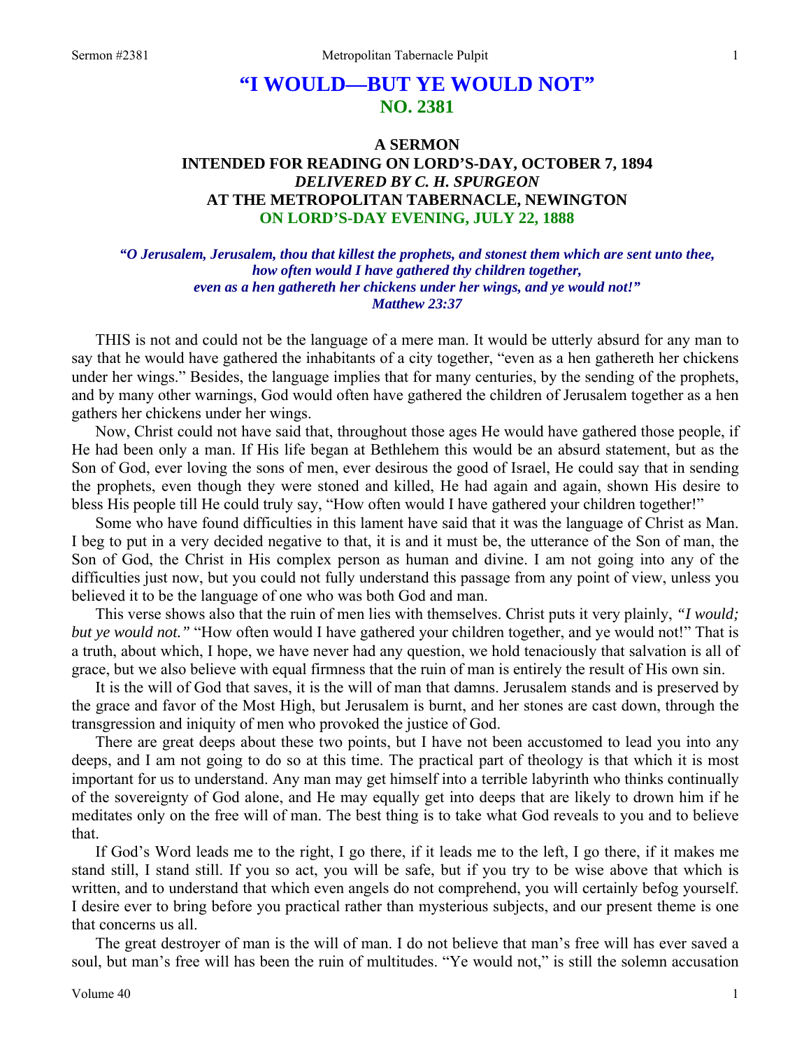# "I WOULD—BUT YE WOULD NOT"
## NO. 2381

### A SERMON
### INTENDED FOR READING ON LORD'S-DAY, OCTOBER 7, 1894
### *DELIVERED BY C. H. SPURGEON*
### AT THE METROPOLITAN TABERNACLE, NEWINGTON
### ON LORD'S-DAY EVENING, JULY 22, 1888

***"O Jerusalem, Jerusalem, thou that killest the prophets, and stonest them which are sent unto thee, how often would I have gathered thy children together, even as a hen gathereth her chickens under her wings, and ye would not!" Matthew 23:37***

THIS is not and could not be the language of a mere man. It would be utterly absurd for any man to say that he would have gathered the inhabitants of a city together, "even as a hen gathereth her chickens under her wings." Besides, the language implies that for many centuries, by the sending of the prophets, and by many other warnings, God would often have gathered the children of Jerusalem together as a hen gathers her chickens under her wings.

Now, Christ could not have said that, throughout those ages He would have gathered those people, if He had been only a man. If His life began at Bethlehem this would be an absurd statement, but as the Son of God, ever loving the sons of men, ever desirous the good of Israel, He could say that in sending the prophets, even though they were stoned and killed, He had again and again, shown His desire to bless His people till He could truly say, "How often would I have gathered your children together!"

Some who have found difficulties in this lament have said that it was the language of Christ as Man. I beg to put in a very decided negative to that, it is and it must be, the utterance of the Son of man, the Son of God, the Christ in His complex person as human and divine. I am not going into any of the difficulties just now, but you could not fully understand this passage from any point of view, unless you believed it to be the language of one who was both God and man.

This verse shows also that the ruin of men lies with themselves. Christ puts it very plainly, *"I would; but ye would not."* "How often would I have gathered your children together, and ye would not!" That is a truth, about which, I hope, we have never had any question, we hold tenaciously that salvation is all of grace, but we also believe with equal firmness that the ruin of man is entirely the result of His own sin.

It is the will of God that saves, it is the will of man that damns. Jerusalem stands and is preserved by the grace and favor of the Most High, but Jerusalem is burnt, and her stones are cast down, through the transgression and iniquity of men who provoked the justice of God.

There are great deeps about these two points, but I have not been accustomed to lead you into any deeps, and I am not going to do so at this time. The practical part of theology is that which it is most important for us to understand. Any man may get himself into a terrible labyrinth who thinks continually of the sovereignty of God alone, and He may equally get into deeps that are likely to drown him if he meditates only on the free will of man. The best thing is to take what God reveals to you and to believe that.

If God's Word leads me to the right, I go there, if it leads me to the left, I go there, if it makes me stand still, I stand still. If you so act, you will be safe, but if you try to be wise above that which is written, and to understand that which even angels do not comprehend, you will certainly befog yourself. I desire ever to bring before you practical rather than mysterious subjects, and our present theme is one that concerns us all.

The great destroyer of man is the will of man. I do not believe that man's free will has ever saved a soul, but man's free will has been the ruin of multitudes. "Ye would not," is still the solemn accusation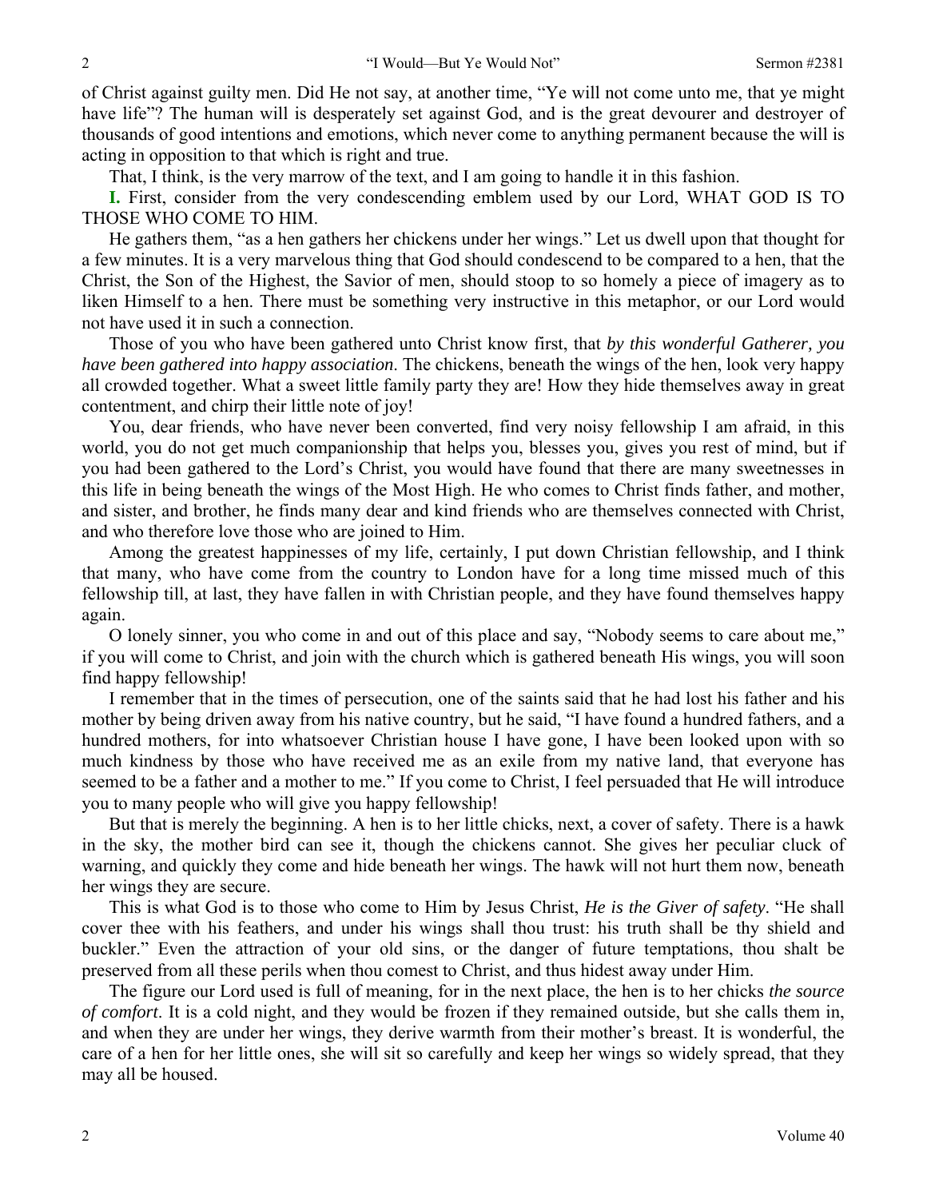of Christ against guilty men. Did He not say, at another time, "Ye will not come unto me, that ye might have life"? The human will is desperately set against God, and is the great devourer and destroyer of thousands of good intentions and emotions, which never come to anything permanent because the will is acting in opposition to that which is right and true.

That, I think, is the very marrow of the text, and I am going to handle it in this fashion.

**I.** First, consider from the very condescending emblem used by our Lord, WHAT GOD IS TO THOSE WHO COME TO HIM.

He gathers them, "as a hen gathers her chickens under her wings." Let us dwell upon that thought for a few minutes. It is a very marvelous thing that God should condescend to be compared to a hen, that the Christ, the Son of the Highest, the Savior of men, should stoop to so homely a piece of imagery as to liken Himself to a hen. There must be something very instructive in this metaphor, or our Lord would not have used it in such a connection.

Those of you who have been gathered unto Christ know first, that *by this wonderful Gatherer, you have been gathered into happy association*. The chickens, beneath the wings of the hen, look very happy all crowded together. What a sweet little family party they are! How they hide themselves away in great contentment, and chirp their little note of joy!

You, dear friends, who have never been converted, find very noisy fellowship I am afraid, in this world, you do not get much companionship that helps you, blesses you, gives you rest of mind, but if you had been gathered to the Lord's Christ, you would have found that there are many sweetnesses in this life in being beneath the wings of the Most High. He who comes to Christ finds father, and mother, and sister, and brother, he finds many dear and kind friends who are themselves connected with Christ, and who therefore love those who are joined to Him.

Among the greatest happinesses of my life, certainly, I put down Christian fellowship, and I think that many, who have come from the country to London have for a long time missed much of this fellowship till, at last, they have fallen in with Christian people, and they have found themselves happy again.

O lonely sinner, you who come in and out of this place and say, "Nobody seems to care about me," if you will come to Christ, and join with the church which is gathered beneath His wings, you will soon find happy fellowship!

I remember that in the times of persecution, one of the saints said that he had lost his father and his mother by being driven away from his native country, but he said, "I have found a hundred fathers, and a hundred mothers, for into whatsoever Christian house I have gone, I have been looked upon with so much kindness by those who have received me as an exile from my native land, that everyone has seemed to be a father and a mother to me." If you come to Christ, I feel persuaded that He will introduce you to many people who will give you happy fellowship!

But that is merely the beginning. A hen is to her little chicks, next, a cover of safety. There is a hawk in the sky, the mother bird can see it, though the chickens cannot. She gives her peculiar cluck of warning, and quickly they come and hide beneath her wings. The hawk will not hurt them now, beneath her wings they are secure.

This is what God is to those who come to Him by Jesus Christ, *He is the Giver of safety*. "He shall cover thee with his feathers, and under his wings shall thou trust: his truth shall be thy shield and buckler." Even the attraction of your old sins, or the danger of future temptations, thou shalt be preserved from all these perils when thou comest to Christ, and thus hidest away under Him.

The figure our Lord used is full of meaning, for in the next place, the hen is to her chicks *the source of comfort*. It is a cold night, and they would be frozen if they remained outside, but she calls them in, and when they are under her wings, they derive warmth from their mother's breast. It is wonderful, the care of a hen for her little ones, she will sit so carefully and keep her wings so widely spread, that they may all be housed.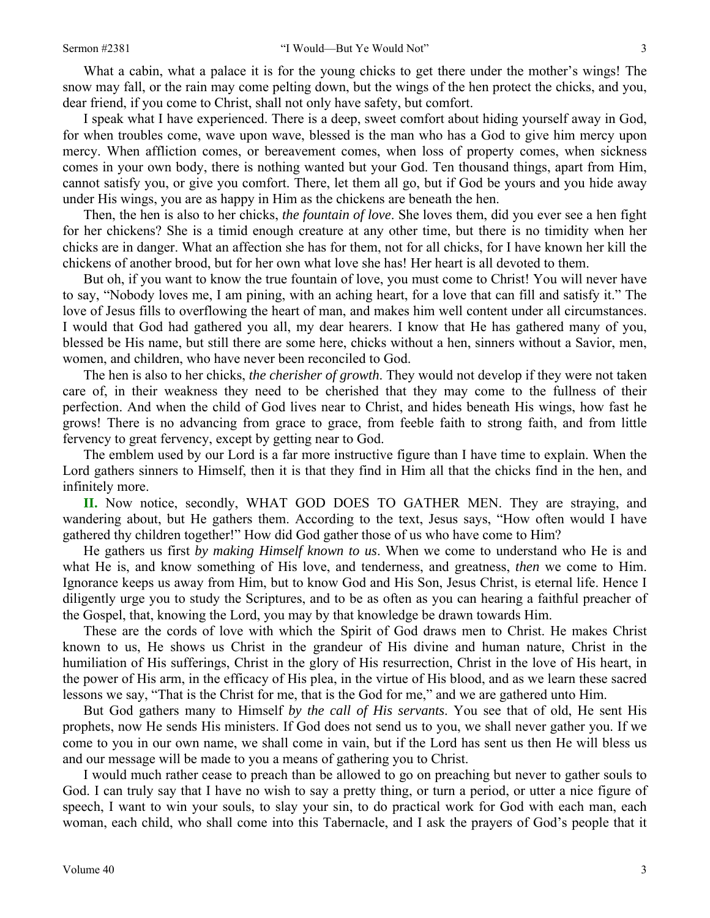What a cabin, what a palace it is for the young chicks to get there under the mother's wings! The snow may fall, or the rain may come pelting down, but the wings of the hen protect the chicks, and you, dear friend, if you come to Christ, shall not only have safety, but comfort.

I speak what I have experienced. There is a deep, sweet comfort about hiding yourself away in God, for when troubles come, wave upon wave, blessed is the man who has a God to give him mercy upon mercy. When affliction comes, or bereavement comes, when loss of property comes, when sickness comes in your own body, there is nothing wanted but your God. Ten thousand things, apart from Him, cannot satisfy you, or give you comfort. There, let them all go, but if God be yours and you hide away under His wings, you are as happy in Him as the chickens are beneath the hen.

Then, the hen is also to her chicks, *the fountain of love*. She loves them, did you ever see a hen fight for her chickens? She is a timid enough creature at any other time, but there is no timidity when her chicks are in danger. What an affection she has for them, not for all chicks, for I have known her kill the chickens of another brood, but for her own what love she has! Her heart is all devoted to them.

But oh, if you want to know the true fountain of love, you must come to Christ! You will never have to say, "Nobody loves me, I am pining, with an aching heart, for a love that can fill and satisfy it." The love of Jesus fills to overflowing the heart of man, and makes him well content under all circumstances. I would that God had gathered you all, my dear hearers. I know that He has gathered many of you, blessed be His name, but still there are some here, chicks without a hen, sinners without a Savior, men, women, and children, who have never been reconciled to God.

The hen is also to her chicks, *the cherisher of growth*. They would not develop if they were not taken care of, in their weakness they need to be cherished that they may come to the fullness of their perfection. And when the child of God lives near to Christ, and hides beneath His wings, how fast he grows! There is no advancing from grace to grace, from feeble faith to strong faith, and from little fervency to great fervency, except by getting near to God.

The emblem used by our Lord is a far more instructive figure than I have time to explain. When the Lord gathers sinners to Himself, then it is that they find in Him all that the chicks find in the hen, and infinitely more.

**II.** Now notice, secondly, WHAT GOD DOES TO GATHER MEN. They are straying, and wandering about, but He gathers them. According to the text, Jesus says, "How often would I have gathered thy children together!" How did God gather those of us who have come to Him?

He gathers us first *by making Himself known to us*. When we come to understand who He is and what He is, and know something of His love, and tenderness, and greatness, *then* we come to Him. Ignorance keeps us away from Him, but to know God and His Son, Jesus Christ, is eternal life. Hence I diligently urge you to study the Scriptures, and to be as often as you can hearing a faithful preacher of the Gospel, that, knowing the Lord, you may by that knowledge be drawn towards Him.

These are the cords of love with which the Spirit of God draws men to Christ. He makes Christ known to us, He shows us Christ in the grandeur of His divine and human nature, Christ in the humiliation of His sufferings, Christ in the glory of His resurrection, Christ in the love of His heart, in the power of His arm, in the efficacy of His plea, in the virtue of His blood, and as we learn these sacred lessons we say, "That is the Christ for me, that is the God for me," and we are gathered unto Him.

But God gathers many to Himself *by the call of His servants*. You see that of old, He sent His prophets, now He sends His ministers. If God does not send us to you, we shall never gather you. If we come to you in our own name, we shall come in vain, but if the Lord has sent us then He will bless us and our message will be made to you a means of gathering you to Christ.

I would much rather cease to preach than be allowed to go on preaching but never to gather souls to God. I can truly say that I have no wish to say a pretty thing, or turn a period, or utter a nice figure of speech, I want to win your souls, to slay your sin, to do practical work for God with each man, each woman, each child, who shall come into this Tabernacle, and I ask the prayers of God's people that it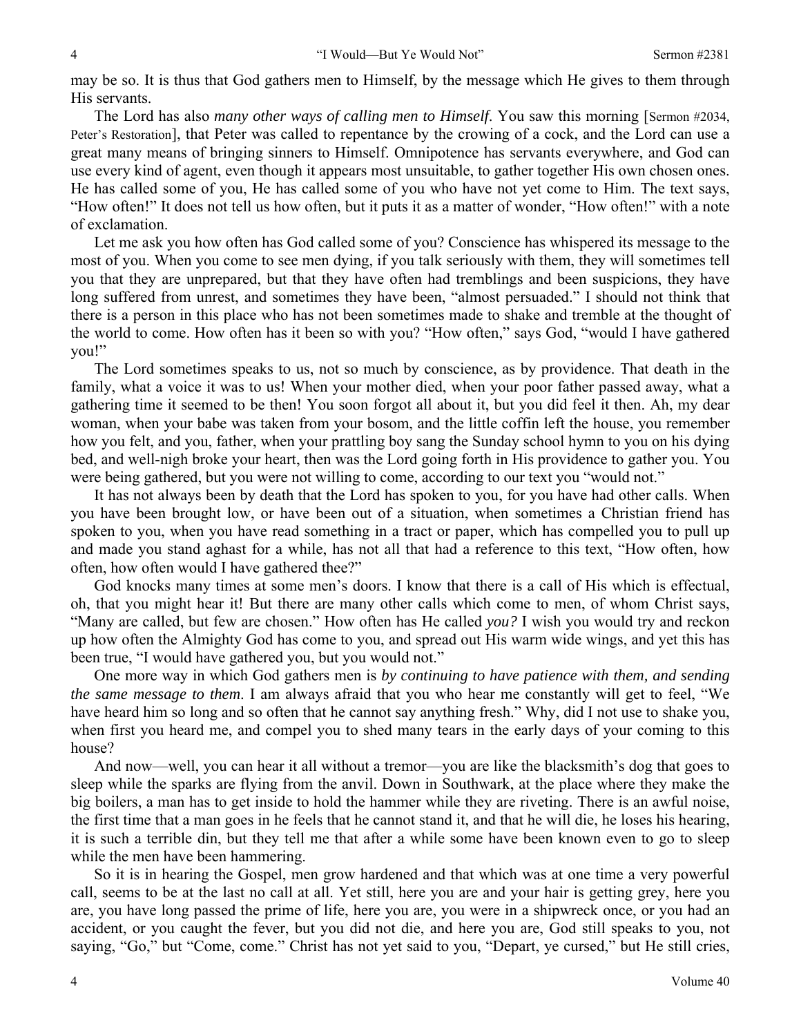may be so. It is thus that God gathers men to Himself, by the message which He gives to them through His servants.

The Lord has also *many other ways of calling men to Himself*. You saw this morning [Sermon #2034, Peter's Restoration], that Peter was called to repentance by the crowing of a cock, and the Lord can use a great many means of bringing sinners to Himself. Omnipotence has servants everywhere, and God can use every kind of agent, even though it appears most unsuitable, to gather together His own chosen ones. He has called some of you, He has called some of you who have not yet come to Him. The text says, "How often!" It does not tell us how often, but it puts it as a matter of wonder, "How often!" with a note of exclamation.

Let me ask you how often has God called some of you? Conscience has whispered its message to the most of you. When you come to see men dying, if you talk seriously with them, they will sometimes tell you that they are unprepared, but that they have often had tremblings and been suspicions, they have long suffered from unrest, and sometimes they have been, "almost persuaded." I should not think that there is a person in this place who has not been sometimes made to shake and tremble at the thought of the world to come. How often has it been so with you? "How often," says God, "would I have gathered you!"

The Lord sometimes speaks to us, not so much by conscience, as by providence. That death in the family, what a voice it was to us! When your mother died, when your poor father passed away, what a gathering time it seemed to be then! You soon forgot all about it, but you did feel it then. Ah, my dear woman, when your babe was taken from your bosom, and the little coffin left the house, you remember how you felt, and you, father, when your prattling boy sang the Sunday school hymn to you on his dying bed, and well-nigh broke your heart, then was the Lord going forth in His providence to gather you. You were being gathered, but you were not willing to come, according to our text you "would not."

It has not always been by death that the Lord has spoken to you, for you have had other calls. When you have been brought low, or have been out of a situation, when sometimes a Christian friend has spoken to you, when you have read something in a tract or paper, which has compelled you to pull up and made you stand aghast for a while, has not all that had a reference to this text, "How often, how often, how often would I have gathered thee?"

God knocks many times at some men's doors. I know that there is a call of His which is effectual, oh, that you might hear it! But there are many other calls which come to men, of whom Christ says, "Many are called, but few are chosen." How often has He called *you?* I wish you would try and reckon up how often the Almighty God has come to you, and spread out His warm wide wings, and yet this has been true, "I would have gathered you, but you would not."

One more way in which God gathers men is *by continuing to have patience with them, and sending the same message to them*. I am always afraid that you who hear me constantly will get to feel, "We have heard him so long and so often that he cannot say anything fresh." Why, did I not use to shake you, when first you heard me, and compel you to shed many tears in the early days of your coming to this house?

And now—well, you can hear it all without a tremor—you are like the blacksmith's dog that goes to sleep while the sparks are flying from the anvil. Down in Southwark, at the place where they make the big boilers, a man has to get inside to hold the hammer while they are riveting. There is an awful noise, the first time that a man goes in he feels that he cannot stand it, and that he will die, he loses his hearing, it is such a terrible din, but they tell me that after a while some have been known even to go to sleep while the men have been hammering.

So it is in hearing the Gospel, men grow hardened and that which was at one time a very powerful call, seems to be at the last no call at all. Yet still, here you are and your hair is getting grey, here you are, you have long passed the prime of life, here you are, you were in a shipwreck once, or you had an accident, or you caught the fever, but you did not die, and here you are, God still speaks to you, not saying, "Go," but "Come, come." Christ has not yet said to you, "Depart, ye cursed," but He still cries,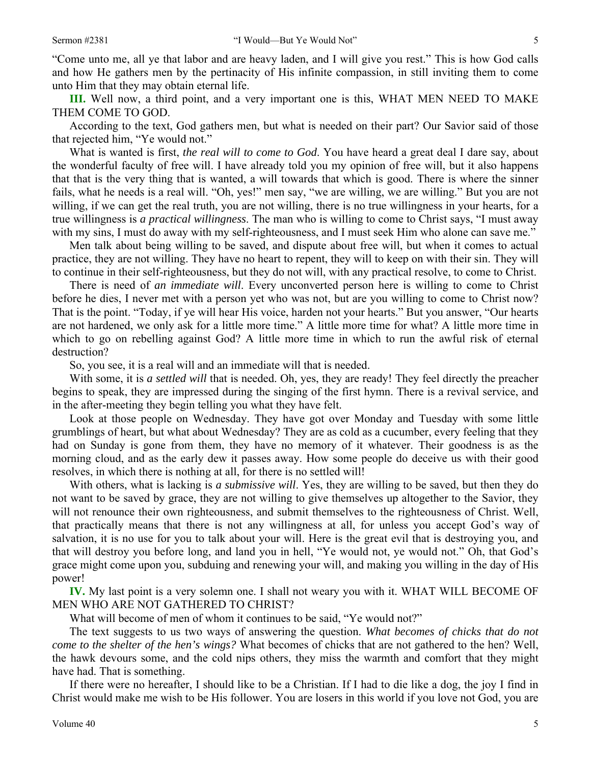"Come unto me, all ye that labor and are heavy laden, and I will give you rest." This is how God calls and how He gathers men by the pertinacity of His infinite compassion, in still inviting them to come unto Him that they may obtain eternal life.

**III.** Well now, a third point, and a very important one is this, WHAT MEN NEED TO MAKE THEM COME TO GOD.

According to the text, God gathers men, but what is needed on their part? Our Savior said of those that rejected him, "Ye would not."

What is wanted is first, *the real will to come to God*. You have heard a great deal I dare say, about the wonderful faculty of free will. I have already told you my opinion of free will, but it also happens that that is the very thing that is wanted, a will towards that which is good. There is where the sinner fails, what he needs is a real will. "Oh, yes!" men say, "we are willing, we are willing." But you are not willing, if we can get the real truth, you are not willing, there is no true willingness in your hearts, for a true willingness is *a practical willingness*. The man who is willing to come to Christ says, "I must away with my sins, I must do away with my self-righteousness, and I must seek Him who alone can save me."

Men talk about being willing to be saved, and dispute about free will, but when it comes to actual practice, they are not willing. They have no heart to repent, they will to keep on with their sin. They will to continue in their self-righteousness, but they do not will, with any practical resolve, to come to Christ.

There is need of *an immediate will*. Every unconverted person here is willing to come to Christ before he dies, I never met with a person yet who was not, but are you willing to come to Christ now? That is the point. "Today, if ye will hear His voice, harden not your hearts." But you answer, "Our hearts are not hardened, we only ask for a little more time." A little more time for what? A little more time in which to go on rebelling against God? A little more time in which to run the awful risk of eternal destruction?

So, you see, it is a real will and an immediate will that is needed.

With some, it is *a settled will* that is needed. Oh, yes, they are ready! They feel directly the preacher begins to speak, they are impressed during the singing of the first hymn. There is a revival service, and in the after-meeting they begin telling you what they have felt.

Look at those people on Wednesday. They have got over Monday and Tuesday with some little grumblings of heart, but what about Wednesday? They are as cold as a cucumber, every feeling that they had on Sunday is gone from them, they have no memory of it whatever. Their goodness is as the morning cloud, and as the early dew it passes away. How some people do deceive us with their good resolves, in which there is nothing at all, for there is no settled will!

With others, what is lacking is *a submissive will*. Yes, they are willing to be saved, but then they do not want to be saved by grace, they are not willing to give themselves up altogether to the Savior, they will not renounce their own righteousness, and submit themselves to the righteousness of Christ. Well, that practically means that there is not any willingness at all, for unless you accept God's way of salvation, it is no use for you to talk about your will. Here is the great evil that is destroying you, and that will destroy you before long, and land you in hell, "Ye would not, ye would not." Oh, that God's grace might come upon you, subduing and renewing your will, and making you willing in the day of His power!

**IV.** My last point is a very solemn one. I shall not weary you with it. WHAT WILL BECOME OF MEN WHO ARE NOT GATHERED TO CHRIST?

What will become of men of whom it continues to be said, "Ye would not?"

The text suggests to us two ways of answering the question. *What becomes of chicks that do not come to the shelter of the hen's wings?* What becomes of chicks that are not gathered to the hen? Well, the hawk devours some, and the cold nips others, they miss the warmth and comfort that they might have had. That is something.

If there were no hereafter, I should like to be a Christian. If I had to die like a dog, the joy I find in Christ would make me wish to be His follower. You are losers in this world if you love not God, you are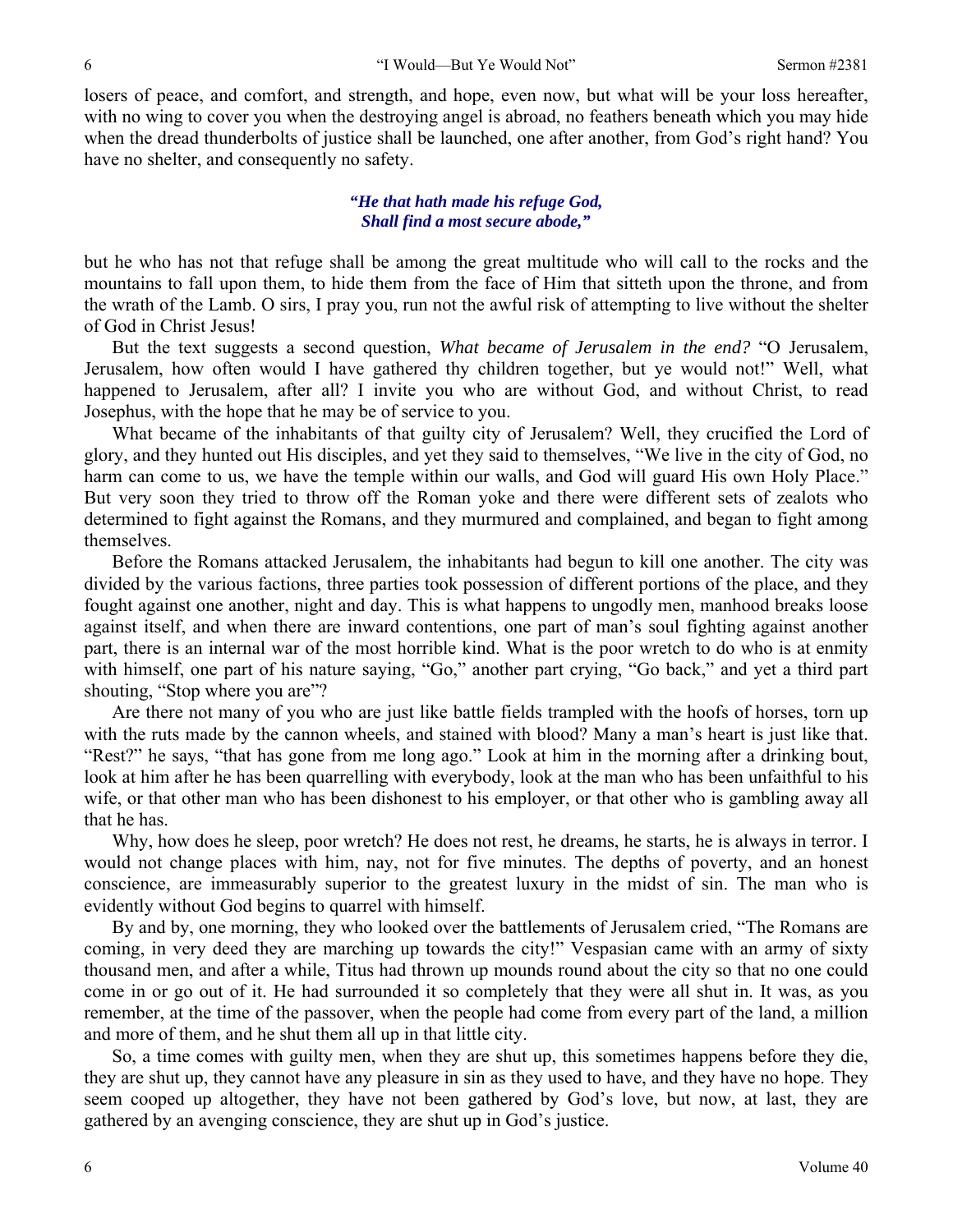losers of peace, and comfort, and strength, and hope, even now, but what will be your loss hereafter, with no wing to cover you when the destroying angel is abroad, no feathers beneath which you may hide when the dread thunderbolts of justice shall be launched, one after another, from God's right hand? You have no shelter, and consequently no safety.

> ***"He that hath made his refuge God,***
> ***Shall find a most secure abode,"***

but he who has not that refuge shall be among the great multitude who will call to the rocks and the mountains to fall upon them, to hide them from the face of Him that sitteth upon the throne, and from the wrath of the Lamb. O sirs, I pray you, run not the awful risk of attempting to live without the shelter of God in Christ Jesus!

But the text suggests a second question, *What became of Jerusalem in the end?* "O Jerusalem, Jerusalem, how often would I have gathered thy children together, but ye would not!" Well, what happened to Jerusalem, after all? I invite you who are without God, and without Christ, to read Josephus, with the hope that he may be of service to you.

What became of the inhabitants of that guilty city of Jerusalem? Well, they crucified the Lord of glory, and they hunted out His disciples, and yet they said to themselves, "We live in the city of God, no harm can come to us, we have the temple within our walls, and God will guard His own Holy Place." But very soon they tried to throw off the Roman yoke and there were different sets of zealots who determined to fight against the Romans, and they murmured and complained, and began to fight among themselves.

Before the Romans attacked Jerusalem, the inhabitants had begun to kill one another. The city was divided by the various factions, three parties took possession of different portions of the place, and they fought against one another, night and day. This is what happens to ungodly men, manhood breaks loose against itself, and when there are inward contentions, one part of man's soul fighting against another part, there is an internal war of the most horrible kind. What is the poor wretch to do who is at enmity with himself, one part of his nature saying, "Go," another part crying, "Go back," and yet a third part shouting, "Stop where you are"?

Are there not many of you who are just like battle fields trampled with the hoofs of horses, torn up with the ruts made by the cannon wheels, and stained with blood? Many a man's heart is just like that. "Rest?" he says, "that has gone from me long ago." Look at him in the morning after a drinking bout, look at him after he has been quarrelling with everybody, look at the man who has been unfaithful to his wife, or that other man who has been dishonest to his employer, or that other who is gambling away all that he has.

Why, how does he sleep, poor wretch? He does not rest, he dreams, he starts, he is always in terror. I would not change places with him, nay, not for five minutes. The depths of poverty, and an honest conscience, are immeasurably superior to the greatest luxury in the midst of sin. The man who is evidently without God begins to quarrel with himself.

By and by, one morning, they who looked over the battlements of Jerusalem cried, "The Romans are coming, in very deed they are marching up towards the city!" Vespasian came with an army of sixty thousand men, and after a while, Titus had thrown up mounds round about the city so that no one could come in or go out of it. He had surrounded it so completely that they were all shut in. It was, as you remember, at the time of the passover, when the people had come from every part of the land, a million and more of them, and he shut them all up in that little city.

So, a time comes with guilty men, when they are shut up, this sometimes happens before they die, they are shut up, they cannot have any pleasure in sin as they used to have, and they have no hope. They seem cooped up altogether, they have not been gathered by God's love, but now, at last, they are gathered by an avenging conscience, they are shut up in God's justice.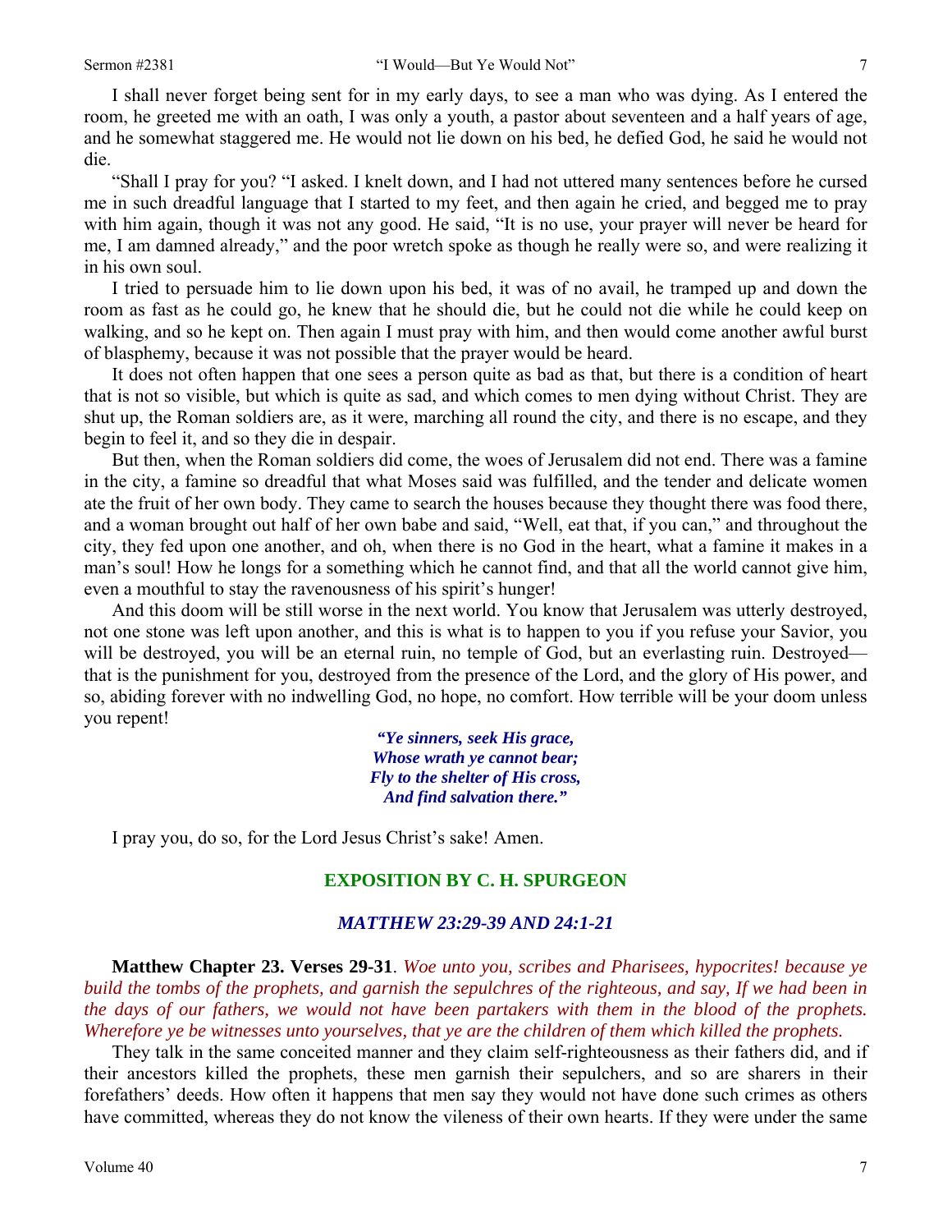I shall never forget being sent for in my early days, to see a man who was dying. As I entered the room, he greeted me with an oath, I was only a youth, a pastor about seventeen and a half years of age, and he somewhat staggered me. He would not lie down on his bed, he defied God, he said he would not die.

"Shall I pray for you? "I asked. I knelt down, and I had not uttered many sentences before he cursed me in such dreadful language that I started to my feet, and then again he cried, and begged me to pray with him again, though it was not any good. He said, "It is no use, your prayer will never be heard for me, I am damned already," and the poor wretch spoke as though he really were so, and were realizing it in his own soul.

I tried to persuade him to lie down upon his bed, it was of no avail, he tramped up and down the room as fast as he could go, he knew that he should die, but he could not die while he could keep on walking, and so he kept on. Then again I must pray with him, and then would come another awful burst of blasphemy, because it was not possible that the prayer would be heard.

It does not often happen that one sees a person quite as bad as that, but there is a condition of heart that is not so visible, but which is quite as sad, and which comes to men dying without Christ. They are shut up, the Roman soldiers are, as it were, marching all round the city, and there is no escape, and they begin to feel it, and so they die in despair.

But then, when the Roman soldiers did come, the woes of Jerusalem did not end. There was a famine in the city, a famine so dreadful that what Moses said was fulfilled, and the tender and delicate women ate the fruit of her own body. They came to search the houses because they thought there was food there, and a woman brought out half of her own babe and said, "Well, eat that, if you can," and throughout the city, they fed upon one another, and oh, when there is no God in the heart, what a famine it makes in a man's soul! How he longs for a something which he cannot find, and that all the world cannot give him, even a mouthful to stay the ravenousness of his spirit's hunger!

And this doom will be still worse in the next world. You know that Jerusalem was utterly destroyed, not one stone was left upon another, and this is what is to happen to you if you refuse your Savior, you will be destroyed, you will be an eternal ruin, no temple of God, but an everlasting ruin. Destroyed—that is the punishment for you, destroyed from the presence of the Lord, and the glory of His power, and so, abiding forever with no indwelling God, no hope, no comfort. How terrible will be your doom unless you repent!

> ***"Ye sinners, seek His grace,***
> ***Whose wrath ye cannot bear;***
> ***Fly to the shelter of His cross,***
> ***And find salvation there."***

I pray you, do so, for the Lord Jesus Christ's sake! Amen.

## EXPOSITION BY C. H. SPURGEON

### *MATTHEW 23:29-39 AND 24:1-21*

**Matthew Chapter 23. Verses 29-31**. *Woe unto you, scribes and Pharisees, hypocrites! because ye build the tombs of the prophets, and garnish the sepulchres of the righteous, and say, If we had been in the days of our fathers, we would not have been partakers with them in the blood of the prophets. Wherefore ye be witnesses unto yourselves, that ye are the children of them which killed the prophets.*

They talk in the same conceited manner and they claim self-righteousness as their fathers did, and if their ancestors killed the prophets, these men garnish their sepulchers, and so are sharers in their forefathers' deeds. How often it happens that men say they would not have done such crimes as others have committed, whereas they do not know the vileness of their own hearts. If they were under the same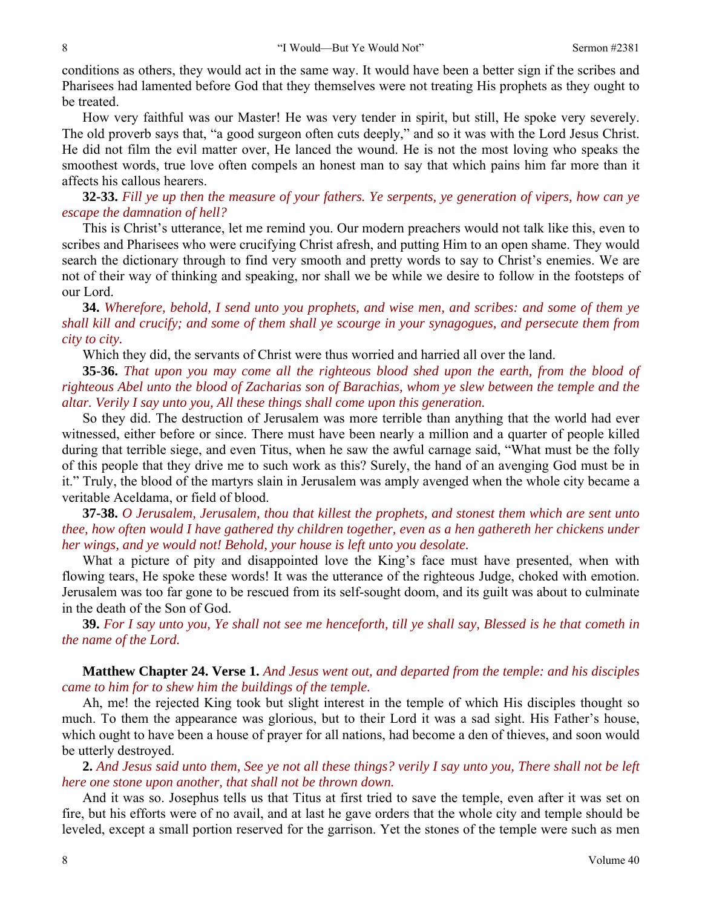conditions as others, they would act in the same way. It would have been a better sign if the scribes and Pharisees had lamented before God that they themselves were not treating His prophets as they ought to be treated.

How very faithful was our Master! He was very tender in spirit, but still, He spoke very severely. The old proverb says that, "a good surgeon often cuts deeply," and so it was with the Lord Jesus Christ. He did not film the evil matter over, He lanced the wound. He is not the most loving who speaks the smoothest words, true love often compels an honest man to say that which pains him far more than it affects his callous hearers.

**32-33.** *Fill ye up then the measure of your fathers. Ye serpents, ye generation of vipers, how can ye escape the damnation of hell?*

This is Christ's utterance, let me remind you. Our modern preachers would not talk like this, even to scribes and Pharisees who were crucifying Christ afresh, and putting Him to an open shame. They would search the dictionary through to find very smooth and pretty words to say to Christ's enemies. We are not of their way of thinking and speaking, nor shall we be while we desire to follow in the footsteps of our Lord.

**34.** *Wherefore, behold, I send unto you prophets, and wise men, and scribes: and some of them ye shall kill and crucify; and some of them shall ye scourge in your synagogues, and persecute them from city to city.*

Which they did, the servants of Christ were thus worried and harried all over the land.

**35-36.** *That upon you may come all the righteous blood shed upon the earth, from the blood of righteous Abel unto the blood of Zacharias son of Barachias, whom ye slew between the temple and the altar. Verily I say unto you, All these things shall come upon this generation.*

So they did. The destruction of Jerusalem was more terrible than anything that the world had ever witnessed, either before or since. There must have been nearly a million and a quarter of people killed during that terrible siege, and even Titus, when he saw the awful carnage said, "What must be the folly of this people that they drive me to such work as this? Surely, the hand of an avenging God must be in it." Truly, the blood of the martyrs slain in Jerusalem was amply avenged when the whole city became a veritable Aceldama, or field of blood.

**37-38.** *O Jerusalem, Jerusalem, thou that killest the prophets, and stonest them which are sent unto thee, how often would I have gathered thy children together, even as a hen gathereth her chickens under her wings, and ye would not! Behold, your house is left unto you desolate.*

What a picture of pity and disappointed love the King's face must have presented, when with flowing tears, He spoke these words! It was the utterance of the righteous Judge, choked with emotion. Jerusalem was too far gone to be rescued from its self-sought doom, and its guilt was about to culminate in the death of the Son of God.

**39.** *For I say unto you, Ye shall not see me henceforth, till ye shall say, Blessed is he that cometh in the name of the Lord.*

**Matthew Chapter 24. Verse 1.** *And Jesus went out, and departed from the temple: and his disciples came to him for to shew him the buildings of the temple.*

Ah, me! the rejected King took but slight interest in the temple of which His disciples thought so much. To them the appearance was glorious, but to their Lord it was a sad sight. His Father's house, which ought to have been a house of prayer for all nations, had become a den of thieves, and soon would be utterly destroyed.

**2.** *And Jesus said unto them, See ye not all these things? verily I say unto you, There shall not be left here one stone upon another, that shall not be thrown down.*

And it was so. Josephus tells us that Titus at first tried to save the temple, even after it was set on fire, but his efforts were of no avail, and at last he gave orders that the whole city and temple should be leveled, except a small portion reserved for the garrison. Yet the stones of the temple were such as men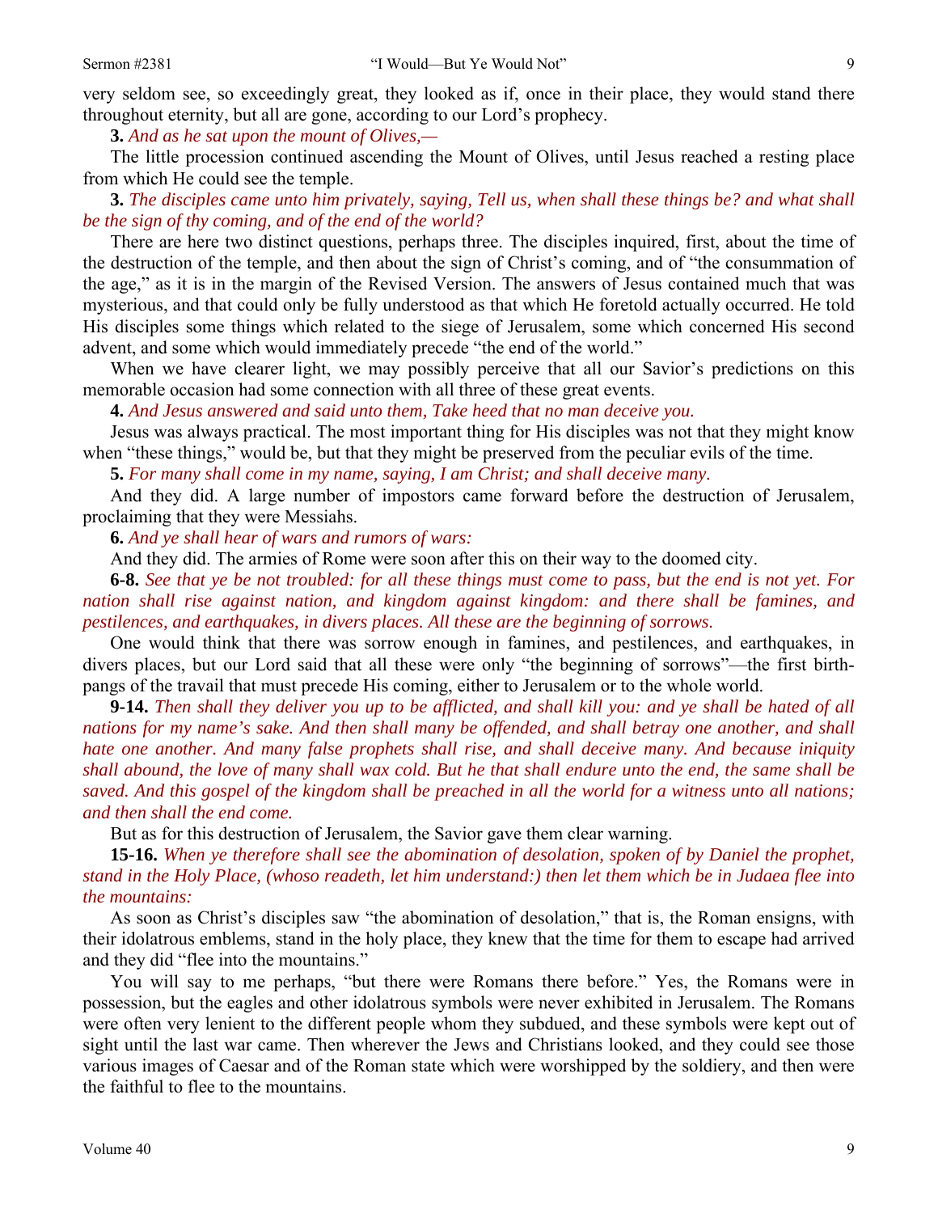very seldom see, so exceedingly great, they looked as if, once in their place, they would stand there throughout eternity, but all are gone, according to our Lord's prophecy.

**3.** *And as he sat upon the mount of Olives,—*

The little procession continued ascending the Mount of Olives, until Jesus reached a resting place from which He could see the temple.

**3.** *The disciples came unto him privately, saying, Tell us, when shall these things be? and what shall be the sign of thy coming, and of the end of the world?*

There are here two distinct questions, perhaps three. The disciples inquired, first, about the time of the destruction of the temple, and then about the sign of Christ's coming, and of "the consummation of the age," as it is in the margin of the Revised Version. The answers of Jesus contained much that was mysterious, and that could only be fully understood as that which He foretold actually occurred. He told His disciples some things which related to the siege of Jerusalem, some which concerned His second advent, and some which would immediately precede "the end of the world."

When we have clearer light, we may possibly perceive that all our Savior's predictions on this memorable occasion had some connection with all three of these great events.

**4.** *And Jesus answered and said unto them, Take heed that no man deceive you.*

Jesus was always practical. The most important thing for His disciples was not that they might know when "these things," would be, but that they might be preserved from the peculiar evils of the time.

**5.** *For many shall come in my name, saying, I am Christ; and shall deceive many.*

And they did. A large number of impostors came forward before the destruction of Jerusalem, proclaiming that they were Messiahs.

**6.** *And ye shall hear of wars and rumors of wars:*

And they did. The armies of Rome were soon after this on their way to the doomed city.

**6-8.** *See that ye be not troubled: for all these things must come to pass, but the end is not yet. For nation shall rise against nation, and kingdom against kingdom: and there shall be famines, and pestilences, and earthquakes, in divers places. All these are the beginning of sorrows.*

One would think that there was sorrow enough in famines, and pestilences, and earthquakes, in divers places, but our Lord said that all these were only "the beginning of sorrows"—the first birth-pangs of the travail that must precede His coming, either to Jerusalem or to the whole world.

**9-14.** *Then shall they deliver you up to be afflicted, and shall kill you: and ye shall be hated of all nations for my name's sake. And then shall many be offended, and shall betray one another, and shall hate one another. And many false prophets shall rise, and shall deceive many. And because iniquity shall abound, the love of many shall wax cold. But he that shall endure unto the end, the same shall be saved. And this gospel of the kingdom shall be preached in all the world for a witness unto all nations; and then shall the end come.*

But as for this destruction of Jerusalem, the Savior gave them clear warning.

**15-16.** *When ye therefore shall see the abomination of desolation, spoken of by Daniel the prophet, stand in the Holy Place, (whoso readeth, let him understand:) then let them which be in Judaea flee into the mountains:*

As soon as Christ's disciples saw "the abomination of desolation," that is, the Roman ensigns, with their idolatrous emblems, stand in the holy place, they knew that the time for them to escape had arrived and they did "flee into the mountains."

You will say to me perhaps, "but there were Romans there before." Yes, the Romans were in possession, but the eagles and other idolatrous symbols were never exhibited in Jerusalem. The Romans were often very lenient to the different people whom they subdued, and these symbols were kept out of sight until the last war came. Then wherever the Jews and Christians looked, and they could see those various images of Caesar and of the Roman state which were worshipped by the soldiery, and then were the faithful to flee to the mountains.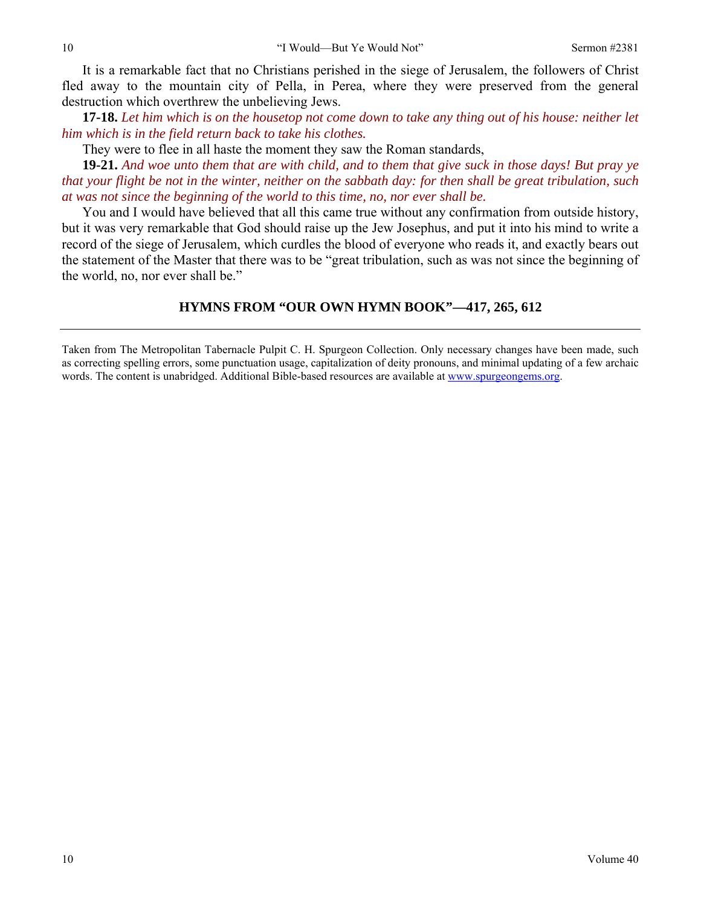It is a remarkable fact that no Christians perished in the siege of Jerusalem, the followers of Christ fled away to the mountain city of Pella, in Perea, where they were preserved from the general destruction which overthrew the unbelieving Jews.

**17-18.** *Let him which is on the housetop not come down to take any thing out of his house: neither let him which is in the field return back to take his clothes.*

They were to flee in all haste the moment they saw the Roman standards,

**19-21.** *And woe unto them that are with child, and to them that give suck in those days! But pray ye that your flight be not in the winter, neither on the sabbath day: for then shall be great tribulation, such at was not since the beginning of the world to this time, no, nor ever shall be.*

You and I would have believed that all this came true without any confirmation from outside history, but it was very remarkable that God should raise up the Jew Josephus, and put it into his mind to write a record of the siege of Jerusalem, which curdles the blood of everyone who reads it, and exactly bears out the statement of the Master that there was to be "great tribulation, such as was not since the beginning of the world, no, nor ever shall be."

### HYMNS FROM "OUR OWN HYMN BOOK"—417, 265, 612

---

Taken from The Metropolitan Tabernacle Pulpit C. H. Spurgeon Collection. Only necessary changes have been made, such as correcting spelling errors, some punctuation usage, capitalization of deity pronouns, and minimal updating of a few archaic words. The content is unabridged. Additional Bible-based resources are available at www.spurgeongems.org.